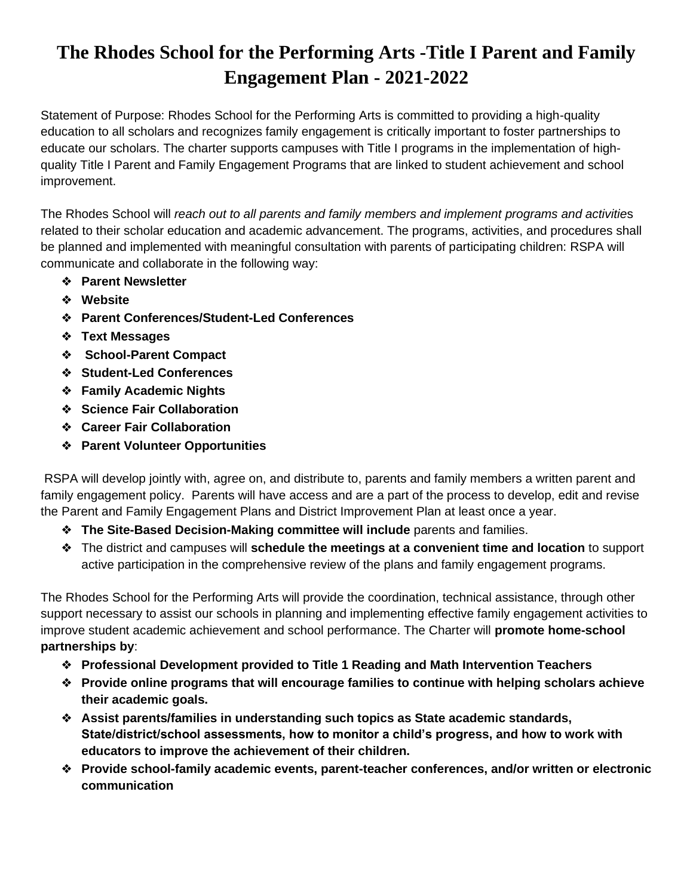# The Rhodes School for the Performing Arts -Title I Parent and Family Engagement Plan - 2021-2022

Statement of Purpose: Rhodes School for the Performing Arts is committed to providing a high-quality education to all scholars and recognizes family engagement is critically important to foster partnerships to educate our scholars. The charter supports campuses with Title I programs in the implementation of high-quality Title I Parent and Family Engagement Programs that are linked to student achievement and school improvement.

The Rhodes School will *reach out to all parents and family members and implement programs and activitie*s related to their scholar education and academic advancement. The programs, activities, and procedures shall be planned and implemented with meaningful consultation with parents of participating children: RSPA will communicate and collaborate in the following way:

- **Parent Newsletter**
- **Website**
- **Parent Conferences/Student-Led Conferences**
- **Text Messages**
- **School-Parent Compact**
- **Student-Led Conferences**
- **Family Academic Nights**
- **Science Fair Collaboration**
- **Career Fair Collaboration**
- **Parent Volunteer Opportunities**

RSPA will develop jointly with, agree on, and distribute to, parents and family members a written parent and family engagement policy. Parents will have access and are a part of the process to develop, edit and revise the Parent and Family Engagement Plans and District Improvement Plan at least once a year.

- **The Site-Based Decision-Making committee will include** parents and families.
- The district and campuses will **schedule the meetings at a convenient time and location** to support active participation in the comprehensive review of the plans and family engagement programs.

The Rhodes School for the Performing Arts will provide the coordination, technical assistance, through other support necessary to assist our schools in planning and implementing effective family engagement activities to improve student academic achievement and school performance. The Charter will **promote home-school partnerships by**:

- **Professional Development provided to Title 1 Reading and Math Intervention Teachers**
- **Provide online programs that will encourage families to continue with helping scholars achieve their academic goals.**
- **Assist parents/families in understanding such topics as State academic standards, State/district/school assessments, how to monitor a child's progress, and how to work with educators to improve the achievement of their children.**
- **Provide school-family academic events, parent-teacher conferences, and/or written or electronic communication**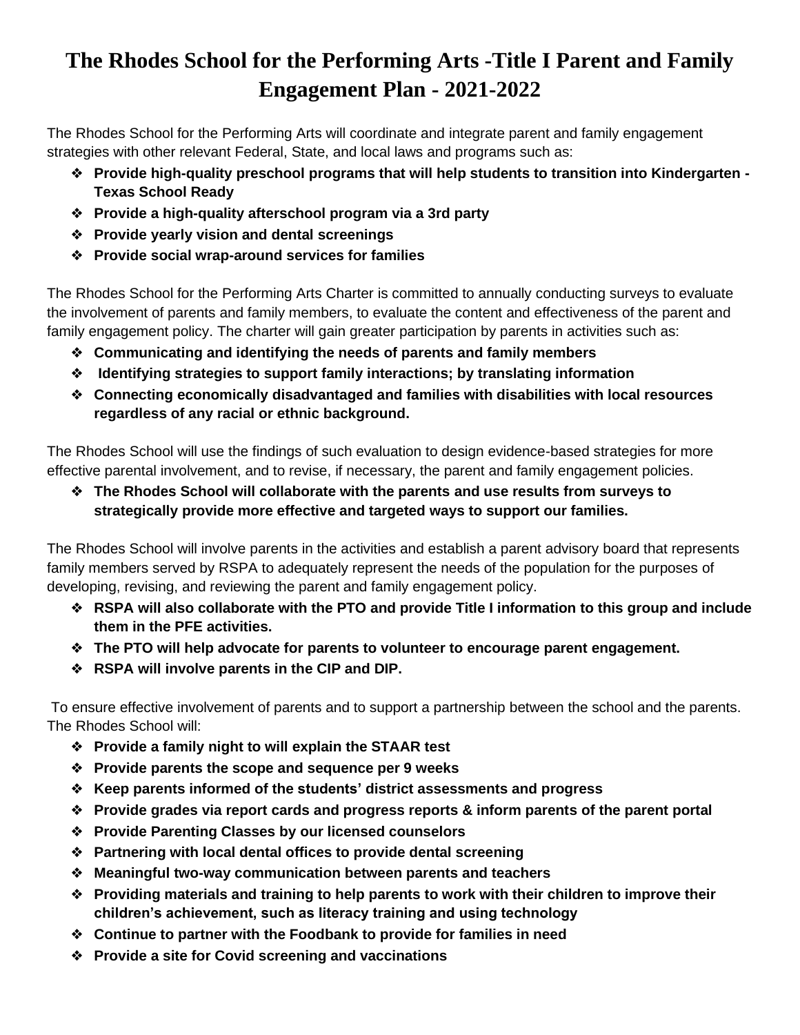# The Rhodes School for the Performing Arts -Title I Parent and Family Engagement Plan - 2021-2022

The Rhodes School for the Performing Arts will coordinate and integrate parent and family engagement strategies with other relevant Federal, State, and local laws and programs such as:

- **Provide high-quality preschool programs that will help students to transition into Kindergarten - Texas School Ready**
- **Provide a high-quality afterschool program via a 3rd party**
- **Provide yearly vision and dental screenings**
- **Provide social wrap-around services for families**

The Rhodes School for the Performing Arts Charter is committed to annually conducting surveys to evaluate the involvement of parents and family members, to evaluate the content and effectiveness of the parent and family engagement policy. The charter will gain greater participation by parents in activities such as:

- **Communicating and identifying the needs of parents and family members**
- **Identifying strategies to support family interactions; by translating information**
- **Connecting economically disadvantaged and families with disabilities with local resources regardless of any racial or ethnic background.**

The Rhodes School will use the findings of such evaluation to design evidence-based strategies for more effective parental involvement, and to revise, if necessary, the parent and family engagement policies.

- **The Rhodes School will collaborate with the parents and use results from surveys to strategically provide more effective and targeted ways to support our families.**

The Rhodes School will involve parents in the activities and establish a parent advisory board that represents family members served by RSPA to adequately represent the needs of the population for the purposes of developing, revising, and reviewing the parent and family engagement policy.

- **RSPA will also collaborate with the PTO and provide Title I information to this group and include them in the PFE activities.**
- **The PTO will help advocate for parents to volunteer to encourage parent engagement.**
- **RSPA will involve parents in the CIP and DIP.**

To ensure effective involvement of parents and to support a partnership between the school and the parents. The Rhodes School will:

- **Provide a family night to will explain the STAAR test**
- **Provide parents the scope and sequence per 9 weeks**
- **Keep parents informed of the students' district assessments and progress**
- **Provide grades via report cards and progress reports & inform parents of the parent portal**
- **Provide Parenting Classes by our licensed counselors**
- **Partnering with local dental offices to provide dental screening**
- **Meaningful two-way communication between parents and teachers**
- **Providing materials and training to help parents to work with their children to improve their children's achievement, such as literacy training and using technology**
- **Continue to partner with the Foodbank to provide for families in need**
- **Provide a site for Covid screening and vaccinations**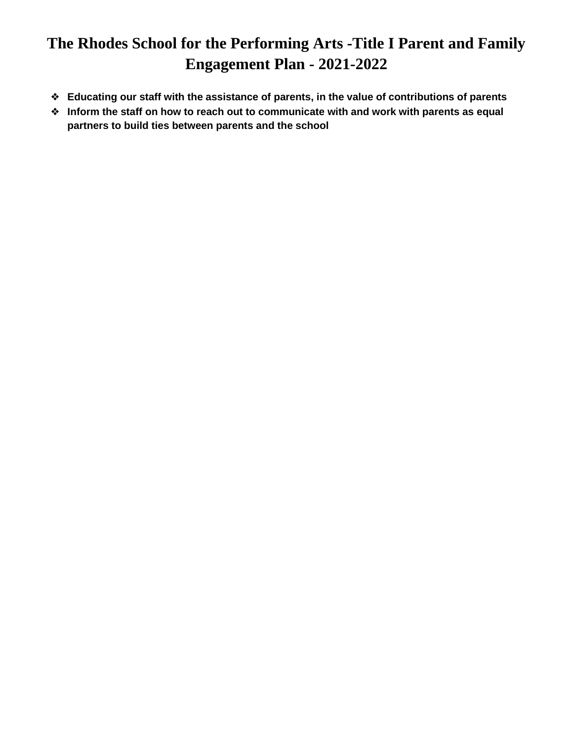# The Rhodes School for the Performing Arts -Title I Parent and Family Engagement Plan - 2021-2022

- **Educating our staff with the assistance of parents, in the value of contributions of parents**
- **Inform the staff on how to reach out to communicate with and work with parents as equal partners to build ties between parents and the school**